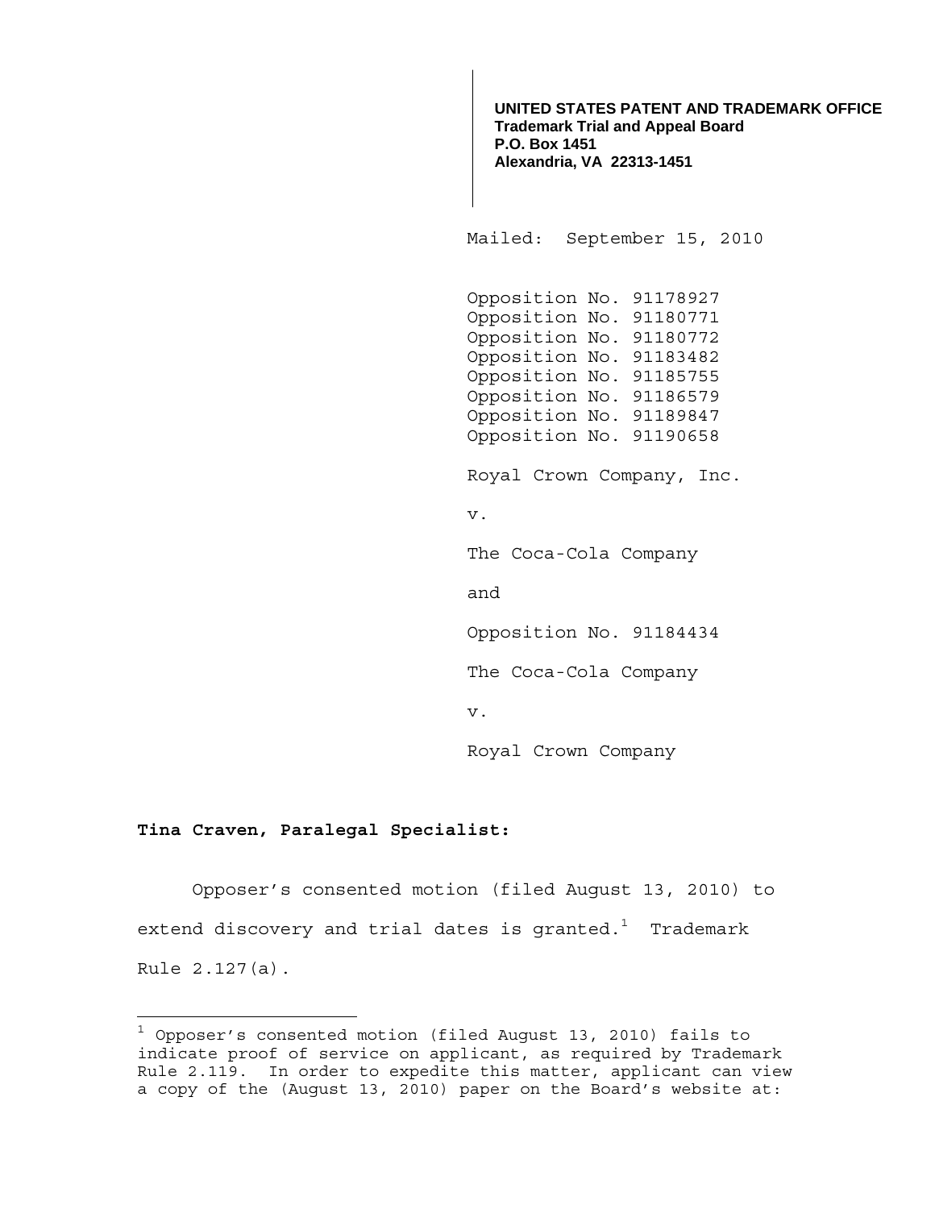**UNITED STATES PATENT AND TRADEMARK OFFICE**
**Trademark Trial and Appeal Board**
**P.O. Box 1451**
**Alexandria, VA 22313-1451**

Mailed: September 15, 2010

Opposition No. 91178927
Opposition No. 91180771
Opposition No. 91180772
Opposition No. 91183482
Opposition No. 91185755
Opposition No. 91186579
Opposition No. 91189847
Opposition No. 91190658

Royal Crown Company, Inc.

v.

The Coca-Cola Company

and

Opposition No. 91184434

The Coca-Cola Company

v.

Royal Crown Company

**Tina Craven, Paralegal Specialist:**

Opposer's consented motion (filed August 13, 2010) to extend discovery and trial dates is granted.[1] Trademark Rule 2.127(a).

---

[1] Opposer's consented motion (filed August 13, 2010) fails to indicate proof of service on applicant, as required by Trademark Rule 2.119. In order to expedite this matter, applicant can view a copy of the (August 13, 2010) paper on the Board's website at: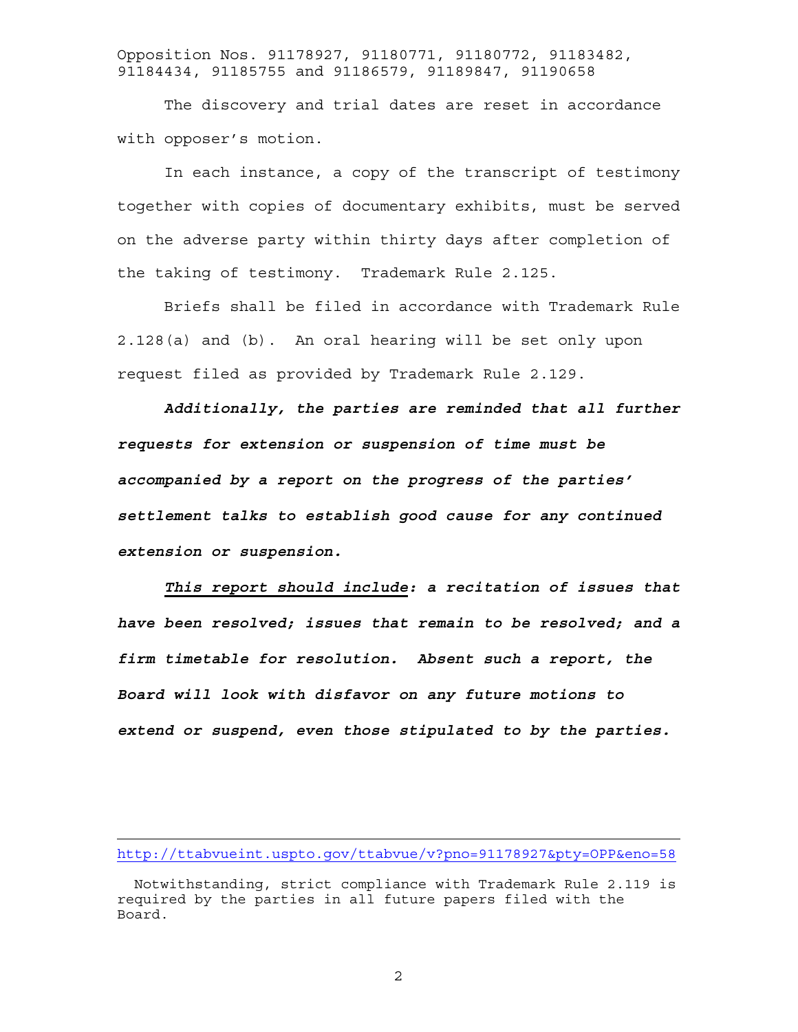The discovery and trial dates are reset in accordance with opposer's motion.

In each instance, a copy of the transcript of testimony together with copies of documentary exhibits, must be served on the adverse party within thirty days after completion of the taking of testimony. Trademark Rule 2.125.

Briefs shall be filed in accordance with Trademark Rule 2.128(a) and (b). An oral hearing will be set only upon request filed as provided by Trademark Rule 2.129.

***Additionally, the parties are reminded that all further requests for extension or suspension of time must be accompanied by a report on the progress of the parties' settlement talks to establish good cause for any continued extension or suspension.***

***This report should include: a recitation of issues that have been resolved; issues that remain to be resolved; and a firm timetable for resolution. Absent such a report, the Board will look with disfavor on any future motions to extend or suspend, even those stipulated to by the parties.***

---

http://ttabvueint.uspto.gov/ttabvue/v?pno=91178927&pty=OPP&eno=58

Notwithstanding, strict compliance with Trademark Rule 2.119 is required by the parties in all future papers filed with the Board.